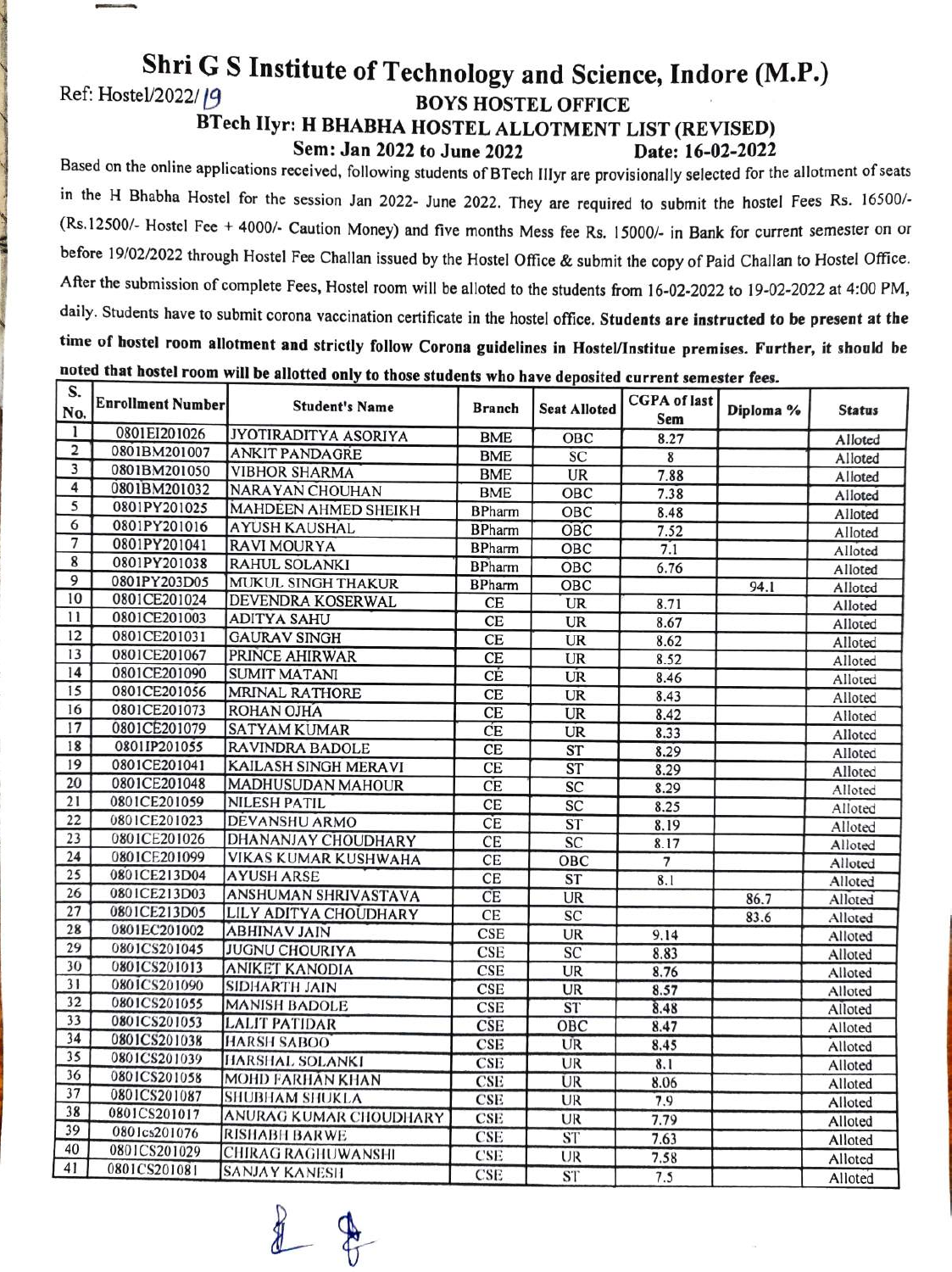# Shri G S Institute of Technology and Science, Indore (M.P.)

Ref: Hostel/2022/19

## BOYS HOSTEL OFFICE

### BTech IIyr: H BHABHA HOSTEL ALLOTMENT LIST (REVISED)

**Sem: Jan 2022 to June 2022** **Date: 16-02-2022**

Based on the online applications received, following students of BTech IIIyr are provisionally selected for the allotment of seats in the H Bhabha Hostel for the session Jan 2022- June 2022. They are required to submit the hostel Fees Rs. 16500/- (Rs.12500/- Hostel Fee + 4000/- Caution Money) and five months Mess fee Rs. 15000/- in Bank for current semester on or before 19/02/2022 through Hostel Fee Challan issued by the Hostel Office & submit the copy of Paid Challan to Hostel Office. After the submission of complete Fees, Hostel room will be alloted to the students from 16-02-2022 to 19-02-2022 at 4:00 PM, daily. Students have to submit corona vaccination certificate in the hostel office. **Students are instructed to be present at the time of hostel room allotment and strictly follow Corona guidelines in Hostel/Institue premises. Further, it should be noted that hostel room will be allotted only to those students who have deposited current semester fees.**

| S. No. | Enrollment Number | Student's Name | Branch | Seat Alloted | CGPA of last Sem | Diploma % | Status |
|---|---|---|---|---|---|---|---|
| 1 | 0801EI201026 | JYOTIRADITYA ASORIYA | BME | OBC | 8.27 | | Alloted |
| 2 | 0801BM201007 | ANKIT PANDAGRE | BME | SC | 8 | | Alloted |
| 3 | 0801BM201050 | VIBHOR SHARMA | BME | UR | 7.88 | | Alloted |
| 4 | 0801BM201032 | NARAYAN CHOUHAN | BME | OBC | 7.38 | | Alloted |
| 5 | 0801PY201025 | MAHDEEN AHMED SHEIKH | BPharm | OBC | 8.48 | | Alloted |
| 6 | 0801PY201016 | AYUSH KAUSHAL | BPharm | OBC | 7.52 | | Alloted |
| 7 | 0801PY201041 | RAVI MOURYA | BPharm | OBC | 7.1 | | Alloted |
| 8 | 0801PY201038 | RAHUL SOLANKI | BPharm | OBC | 6.76 | | Alloted |
| 9 | 0801PY203D05 | MUKUL SINGH THAKUR | BPharm | OBC | | 94.1 | Alloted |
| 10 | 0801CE201024 | DEVENDRA KOSERWAL | CE | UR | 8.71 | | Alloted |
| 11 | 0801CE201003 | ADITYA SAHU | CE | UR | 8.67 | | Alloted |
| 12 | 0801CE201031 | GAURAV SINGH | CE | UR | 8.62 | | Alloted |
| 13 | 0801CE201067 | PRINCE AHIRWAR | CE | UR | 8.52 | | Alloted |
| 14 | 0801CE201090 | SUMIT MATANI | CE | UR | 8.46 | | Alloted |
| 15 | 0801CE201056 | MRINAL RATHORE | CE | UR | 8.43 | | Alloted |
| 16 | 0801CE201073 | ROHAN OJHA | CE | UR | 8.42 | | Alloted |
| 17 | 0801CE201079 | SATYAM KUMAR | CE | UR | 8.33 | | Alloted |
| 18 | 0801IP201055 | RAVINDRA BADOLE | CE | ST | 8.29 | | Alloted |
| 19 | 0801CE201041 | KAILASH SINGH MERAVI | CE | ST | 8.29 | | Alloted |
| 20 | 0801CE201048 | MADHUSUDAN MAHOUR | CE | SC | 8.29 | | Alloted |
| 21 | 0801CE201059 | NILESH PATIL | CE | SC | 8.25 | | Alloted |
| 22 | 0801CE201023 | DEVANSHU ARMO | CE | ST | 8.19 | | Alloted |
| 23 | 0801CE201026 | DHANANJAY CHOUDHARY | CE | SC | 8.17 | | Alloted |
| 24 | 0801CE201099 | VIKAS KUMAR KUSHWAHA | CE | OBC | 7 | | Alloted |
| 25 | 0801CE213D04 | AYUSH ARSE | CE | ST | 8.1 | | Alloted |
| 26 | 0801CE213D03 | ANSHUMAN SHRIVASTAVA | CE | UR | | 86.7 | Alloted |
| 27 | 0801CE213D05 | LILY ADITYA CHOUDHARY | CE | SC | | 83.6 | Alloted |
| 28 | 0801EC201002 | ABHINAV JAIN | CSE | UR | 9.14 | | Alloted |
| 29 | 0801CS201045 | JUGNU CHOURIYA | CSE | SC | 8.83 | | Alloted |
| 30 | 0801CS201013 | ANIKET KANODIA | CSE | UR | 8.76 | | Alloted |
| 31 | 0801CS201090 | SIDHARTH JAIN | CSE | UR | 8.57 | | Alloted |
| 32 | 0801CS201055 | MANISH BADOLE | CSE | ST | 8.48 | | Alloted |
| 33 | 0801CS201053 | LALIT PATIDAR | CSE | OBC | 8.47 | | Alloted |
| 34 | 0801CS201038 | HARSH SABOO | CSE | UR | 8.45 | | Alloted |
| 35 | 0801CS201039 | HARSHAL SOLANKI | CSE | UR | 8.1 | | Alloted |
| 36 | 0801CS201058 | MOHD FARHAN KHAN | CSE | UR | 8.06 | | Alloted |
| 37 | 0801CS201087 | SHUBHAM SHUKLA | CSE | UR | 7.9 | | Alloted |
| 38 | 0801CS201017 | ANURAG KUMAR CHOUDHARY | CSE | UR | 7.79 | | Alloted |
| 39 | 0801cs201076 | RISHABH BARWE | CSE | ST | 7.63 | | Alloted |
| 40 | 0801CS201029 | CHIRAG RAGHUWANSHI | CSE | UR | 7.58 | | Alloted |
| 41 | 0801CS201081 | SANJAY KANESH | CSE | ST | 7.5 | | Alloted |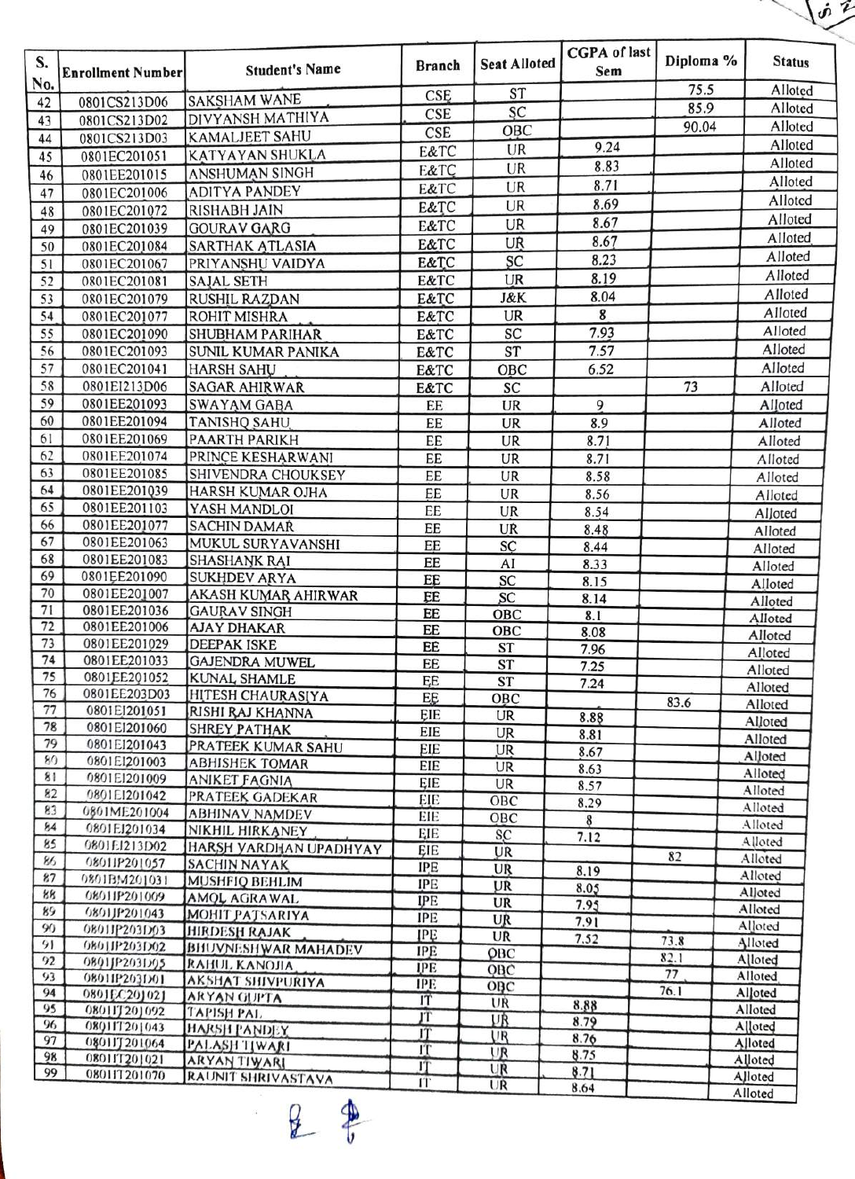| S. No. | Enrollment Number | Student's Name | Branch | Seat Alloted | CGPA of last Sem | Diploma % | Status |
|---|---|---|---|---|---|---|---|
| 42 | 0801CS213D06 | SAKSHAM WANE | CSE | ST | | 75.5 | Alloted |
| 43 | 0801CS213D02 | DIVYANSH MATHIYA | CSE | SC | | 85.9 | Alloted |
| 44 | 0801CS213D03 | KAMALJEET SAHU | CSE | OBC | | 90.04 | Alloted |
| 45 | 0801EC201051 | KATYAYAN SHUKLA | E&TC | UR | 9.24 | | Alloted |
| 46 | 0801EE201015 | ANSHUMAN SINGH | E&TC | UR | 8.83 | | Alloted |
| 47 | 0801EC201006 | ADITYA PANDEY | E&TC | UR | 8.71 | | Alloted |
| 48 | 0801EC201072 | RISHABH JAIN | E&TC | UR | 8.69 | | Alloted |
| 49 | 0801EC201039 | GOURAV GARG | E&TC | UR | 8.67 | | Alloted |
| 50 | 0801EC201084 | SARTHAK ATLASIA | E&TC | UR | 8.67 | | Alloted |
| 51 | 0801EC201067 | PRIYANSHU VAIDYA | E&TC | SC | 8.23 | | Alloted |
| 52 | 0801EC201081 | SAJAL SETH | E&TC | UR | 8.19 | | Alloted |
| 53 | 0801EC201079 | RUSHIL RAZDAN | E&TC | J&K | 8.04 | | Alloted |
| 54 | 0801EC201077 | ROHIT MISHRA | E&TC | UR | 8 | | Alloted |
| 55 | 0801EC201090 | SHUBHAM PARIHAR | E&TC | SC | 7.93 | | Alloted |
| 56 | 0801EC201093 | SUNIL KUMAR PANIKA | E&TC | ST | 7.57 | | Alloted |
| 57 | 0801EC201041 | HARSH SAHU | E&TC | OBC | 6.52 | | Alloted |
| 58 | 0801EI213D06 | SAGAR AHIRWAR | E&TC | SC | | 73 | Alloted |
| 59 | 0801EE201093 | SWAYAM GABA | EE | UR | 9 | | Alloted |
| 60 | 0801EE201094 | TANISHQ SAHU | EE | UR | 8.9 | | Alloted |
| 61 | 0801EE201069 | PAARTH PARIKH | EE | UR | 8.71 | | Alloted |
| 62 | 0801EE201074 | PRINCE KESHARWANI | EE | UR | 8.71 | | Alloted |
| 63 | 0801EE201085 | SHIVENDRA CHOUKSEY | EE | UR | 8.58 | | Alloted |
| 64 | 0801EE201039 | HARSH KUMAR OJHA | EE | UR | 8.56 | | Alloted |
| 65 | 0801EE201103 | YASH MANDLOI | EE | UR | 8.54 | | Alloted |
| 66 | 0801EE201077 | SACHIN DAMAR | EE | UR | 8.48 | | Alloted |
| 67 | 0801EE201063 | MUKUL SURYAVANSHI | EE | SC | 8.44 | | Alloted |
| 68 | 0801EE201083 | SHASHANK RAI | EE | AI | 8.33 | | Alloted |
| 69 | 0801EE201090 | SUKHDEV ARYA | EE | SC | 8.15 | | Alloted |
| 70 | 0801EE201007 | AKASH KUMAR AHIRWAR | EE | SC | 8.14 | | Alloted |
| 71 | 0801EE201036 | GAURAV SINGH | EE | OBC | 8.1 | | Alloted |
| 72 | 0801EE201006 | AJAY DHAKAR | EE | OBC | 8.08 | | Alloted |
| 73 | 0801EE201029 | DEEPAK ISKE | EE | ST | 7.96 | | Alloted |
| 74 | 0801EE201033 | GAJENDRA MUWEL | EE | ST | 7.25 | | Alloted |
| 75 | 0801EE201052 | KUNAL SHAMLE | EE | ST | 7.24 | | Alloted |
| 76 | 0801EE203D03 | HITESH CHAURASIYA | EE | OBC | | 83.6 | Alloted |
| 77 | 0801EI201051 | RISHI RAJ KHANNA | EIE | UR | 8.88 | | Alloted |
| 78 | 0801EI201060 | SHREY PATHAK | EIE | UR | 8.81 | | Alloted |
| 79 | 0801EI201043 | PRATEEK KUMAR SAHU | EIE | UR | 8.67 | | Alloted |
| 80 | 0801EI201003 | ABHISHEK TOMAR | EIE | UR | 8.63 | | Alloted |
| 81 | 0801EI201009 | ANIKET FAGNIA | EIE | UR | 8.57 | | Alloted |
| 82 | 0801EI201042 | PRATEEK GADEKAR | EIE | OBC | 8.29 | | Alloted |
| 83 | 0801ME201004 | ABHINAV NAMDEV | EIE | OBC | 8 | | Alloted |
| 84 | 0801EI201034 | NIKHIL HIRKANEY | EIE | SC | 7.12 | | Alloted |
| 85 | 0801EI213D02 | HARSH VARDHAN UPADHYAY | EIE | UR | | 82 | Alloted |
| 86 | 0801IP201057 | SACHIN NAYAK | IPE | UR | 8.19 | | Alloted |
| 87 | 0801BM201031 | MUSHFIQ BEHLIM | IPE | UR | 8.05 | | Alloted |
| 88 | 0801IP201009 | AMOL AGRAWAL | IPE | UR | 7.95 | | Alloted |
| 89 | 0801IP201043 | MOHIT PATSARIYA | IPE | UR | 7.91 | | Alloted |
| 90 | 0801IP203D03 | HIRDESH RAJAK | IPE | UR | 7.52 | | Alloted |
| 91 | 0801IP203D02 | BHUVNESHWAR MAHADEV | IPE | OBC | | 73.8 | Alloted |
| 92 | 0801IP203D05 | RAHUL KANOJIA | IPE | OBC | | 82.1 | Alloted |
| 93 | 0801IP203D01 | AKSHAT SHIVPURIYA | IPE | OBC | | 77 | Alloted |
| 94 | 0801EC201021 | ARYAN GUPTA | IT | OBC | | 76.1 | Alloted |
| 95 | 0801IT201092 | TAPISH PAL | IT | UR | 8.88 | | Alloted |
| 96 | 0801IT201043 | HARSH PANDEY | IT | UR | 8.79 | | Alloted |
| 97 | 0801IT201064 | PALASH TIWARI | IT | UR | 8.76 | | Alloted |
| 98 | 0801IT201021 | ARYAN TIWARI | IT | UR | 8.75 | | Alloted |
| 99 | 0801IT201070 | RAUNIT SHRIVASTAVA | IT | UR | 8.71 | | Alloted |
| | | | IT | UR | 8.64 | | Alloted |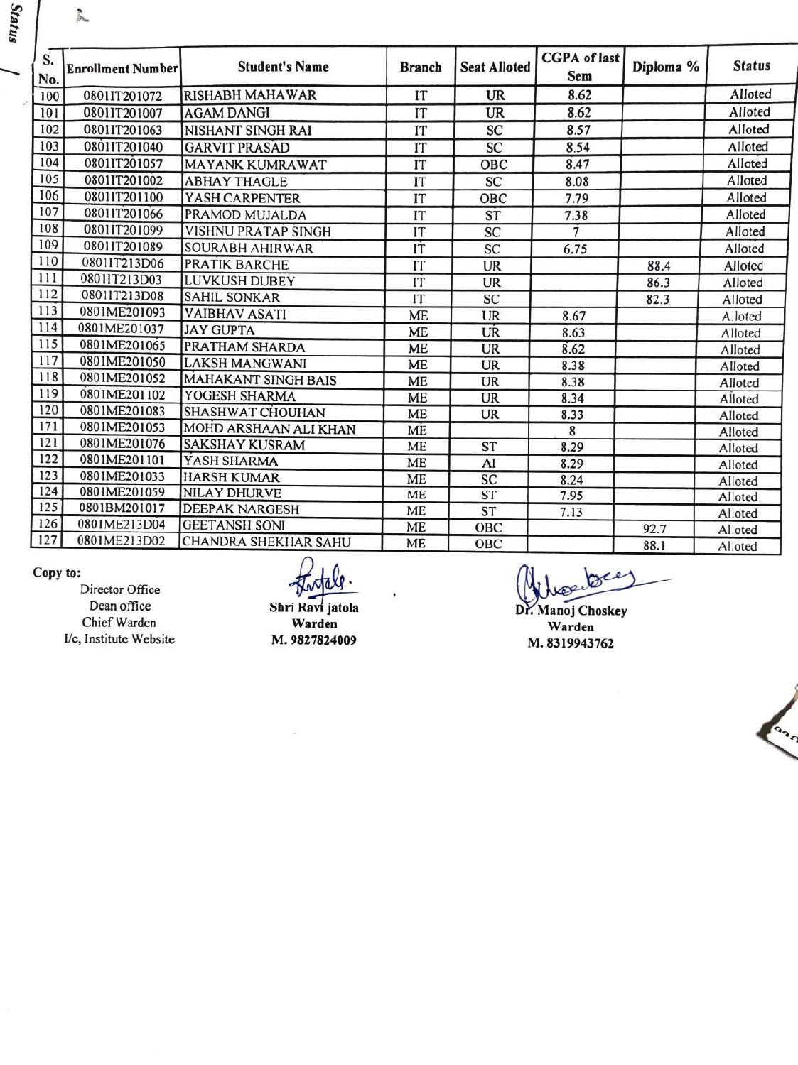| S. No. | Enrollment Number | Student's Name | Branch | Seat Alloted | CGPA of last Sem | Diploma % | Status |
|---|---|---|---|---|---|---|---|
| 100 | 0801IT201072 | RISHABH MAHAWAR | IT | UR | 8.62 | | Alloted |
| 101 | 0801IT201007 | AGAM DANGI | IT | UR | 8.62 | | Alloted |
| 102 | 0801IT201063 | NISHANT SINGH RAI | IT | SC | 8.57 | | Alloted |
| 103 | 0801IT201040 | GARVIT PRASAD | IT | SC | 8.54 | | Alloted |
| 104 | 0801IT201057 | MAYANK KUMRAWAT | IT | OBC | 8.47 | | Alloted |
| 105 | 0801IT201002 | ABHAY THAGLE | IT | SC | 8.08 | | Alloted |
| 106 | 0801IT201100 | YASH CARPENTER | IT | OBC | 7.79 | | Alloted |
| 107 | 0801IT201066 | PRAMOD MUJALDA | IT | ST | 7.38 | | Alloted |
| 108 | 0801IT201099 | VISHNU PRATAP SINGH | IT | SC | 7 | | Alloted |
| 109 | 0801IT201089 | SOURABH AHIRWAR | IT | SC | 6.75 | | Alloted |
| 110 | 0801IT213D06 | PRATIK BARCHE | IT | UR | | 88.4 | Alloted |
| 111 | 0801IT213D03 | LUVKUSH DUBEY | IT | UR | | 86.3 | Alloted |
| 112 | 0801IT213D08 | SAHIL SONKAR | IT | SC | | 82.3 | Alloted |
| 113 | 0801ME201093 | VAIBHAV ASATI | ME | UR | 8.67 | | Alloted |
| 114 | 0801ME201037 | JAY GUPTA | ME | UR | 8.63 | | Alloted |
| 115 | 0801ME201065 | PRATHAM SHARDA | ME | UR | 8.62 | | Alloted |
| 117 | 0801ME201050 | LAKSH MANGWANI | ME | UR | 8.38 | | Alloted |
| 118 | 0801ME201052 | MAHAKANT SINGH BAIS | ME | UR | 8.38 | | Alloted |
| 119 | 0801ME201102 | YOGESH SHARMA | ME | UR | 8.34 | | Alloted |
| 120 | 0801ME201083 | SHASHWAT CHOUHAN | ME | UR | 8.33 | | Alloted |
| 171 | 0801ME201053 | MOHD ARSHAAN ALI KHAN | ME | | 8 | | Alloted |
| 121 | 0801ME201076 | SAKSHAY KUSRAM | ME | ST | 8.29 | | Alloted |
| 122 | 0801ME201101 | YASH SHARMA | ME | AI | 8.29 | | Alloted |
| 123 | 0801ME201033 | HARSH KUMAR | ME | SC | 8.24 | | Alloted |
| 124 | 0801ME201059 | NILAY DHURVE | ME | ST | 7.95 | | Alloted |
| 125 | 0801BM201017 | DEEPAK NARGESH | ME | ST | 7.13 | | Alloted |
| 126 | 0801ME213D04 | GEETANSH SONI | ME | OBC | | 92.7 | Alloted |
| 127 | 0801ME213D02 | CHANDRA SHEKHAR SAHU | ME | OBC | | 88.1 | Alloted |

**Copy to:**
Director Office
Dean office
Chief Warden
I/c, Institute Website

**Shri Ravi jatola**
**Warden**
**M. 9827824009**

**Dr. Manoj Choskey**
**Warden**
**M. 8319943762**